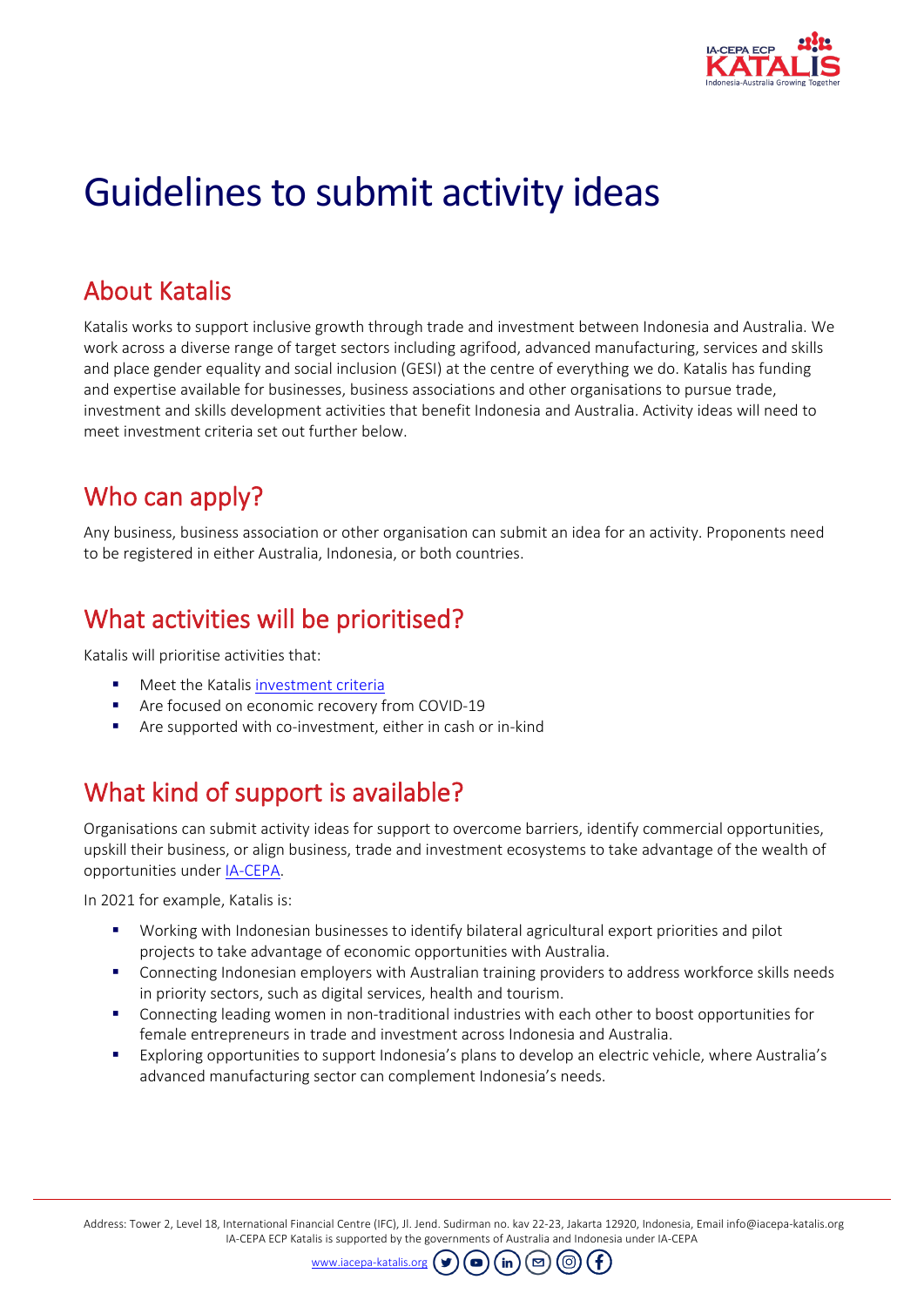# Guidelines to submit activity ideas

## About Katalis

Katalis works to support inclusive growth through trade and investment between Indonesia and Australia. We work across a diverse range of target sectors including agrifood, advanced manufacturing, services and skills and place gender equality and social inclusion (GESI) at the centre of everything we do. Katalis has funding and expertise available for businesses, business associations and other organisations to pursue trade, investment and skills development activities that benefit Indonesia and Australia. Activity ideas will need to meet investment criteria set out further below.

## Who can apply?

Any business, business association or other organisation can submit an idea for an activity. Proponents need to be registered in either Australia, Indonesia, or both countries.

## What activities will be prioritised?

Katalis will prioritise activities that:

- Meet the Katalis investment criteria
- Are focused on economic recovery from COVID-19
- Are supported with co-investment, either in cash or in-kind

## What kind of support is available?

Organisations can submit activity ideas for support to overcome barriers, identify commercial opportunities, upskill their business, or align business, trade and investment ecosystems to take advantage of the wealth of opportunities under IA-CEPA.

In 2021 for example, Katalis is:

- Working with Indonesian businesses to identify bilateral agricultural export priorities and pilot projects to take advantage of economic opportunities with Australia.
- Connecting Indonesian employers with Australian training providers to address workforce skills needs in priority sectors, such as digital services, health and tourism.
- Connecting leading women in non-traditional industries with each other to boost opportunities for female entrepreneurs in trade and investment across Indonesia and Australia.
- Exploring opportunities to support Indonesia's plans to develop an electric vehicle, where Australia's advanced manufacturing sector can complement Indonesia's needs.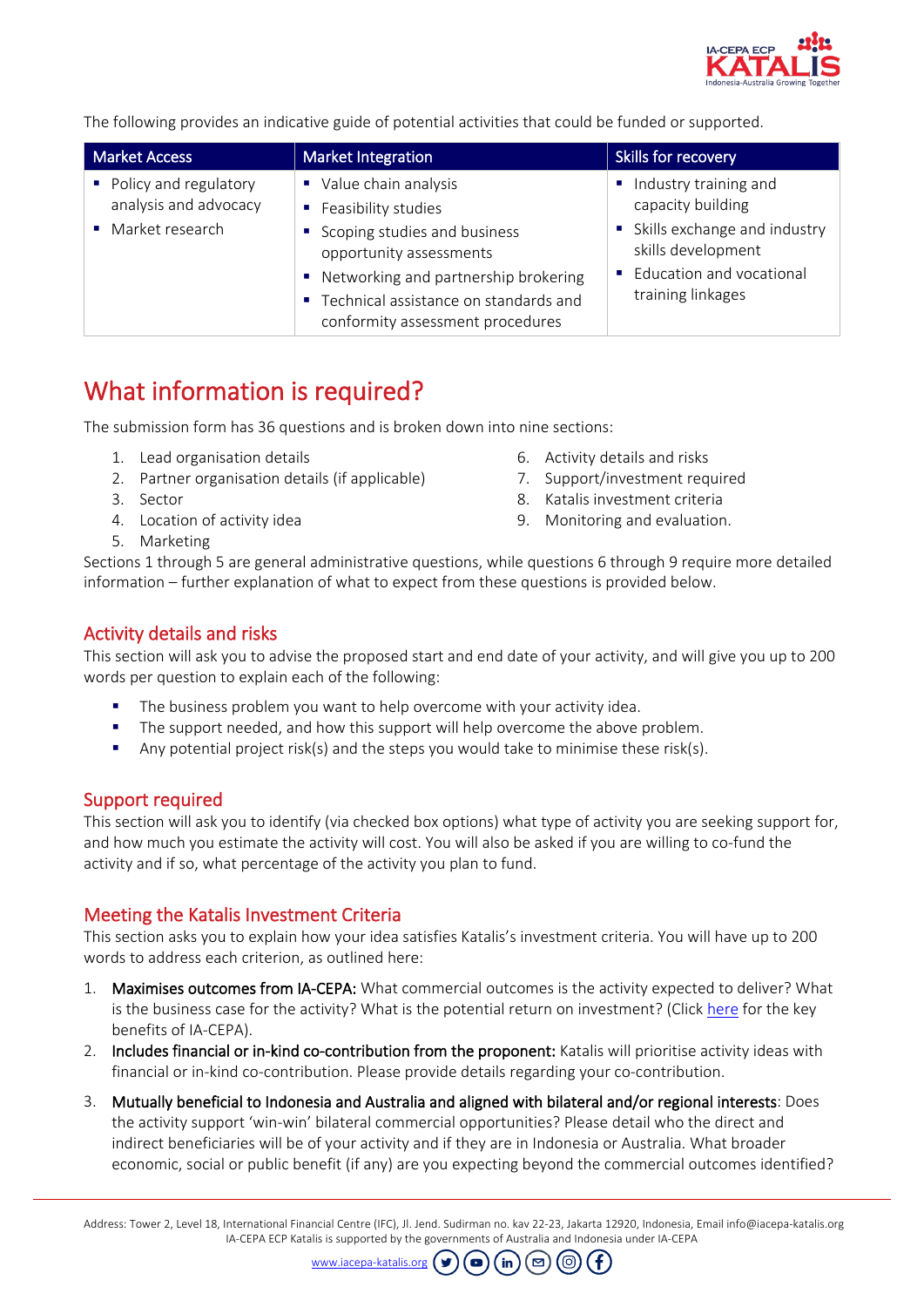The following provides an indicative guide of potential activities that could be funded or supported.

| Market Access | Market Integration | Skills for recovery |
|---|---|---|
| ▪ Policy and regulatory analysis and advocacy<br>▪ Market research | ▪ Value chain analysis<br>▪ Feasibility studies<br>▪ Scoping studies and business opportunity assessments<br>▪ Networking and partnership brokering<br>▪ Technical assistance on standards and conformity assessment procedures | ▪ Industry training and capacity building<br>▪ Skills exchange and industry skills development<br>▪ Education and vocational training linkages |

# What information is required?

The submission form has 36 questions and is broken down into nine sections:

1. Lead organisation details
2. Partner organisation details (if applicable)
3. Sector
4. Location of activity idea
5. Marketing
6. Activity details and risks
7. Support/investment required
8. Katalis investment criteria
9. Monitoring and evaluation.

Sections 1 through 5 are general administrative questions, while questions 6 through 9 require more detailed information – further explanation of what to expect from these questions is provided below.

## Activity details and risks

This section will ask you to advise the proposed start and end date of your activity, and will give you up to 200 words per question to explain each of the following:

- The business problem you want to help overcome with your activity idea.
- The support needed, and how this support will help overcome the above problem.
- Any potential project risk(s) and the steps you would take to minimise these risk(s).

## Support required

This section will ask you to identify (via checked box options) what type of activity you are seeking support for, and how much you estimate the activity will cost. You will also be asked if you are willing to co-fund the activity and if so, what percentage of the activity you plan to fund.

## Meeting the Katalis Investment Criteria

This section asks you to explain how your idea satisfies Katalis's investment criteria. You will have up to 200 words to address each criterion, as outlined here:

1. **Maximises outcomes from IA-CEPA:** What commercial outcomes is the activity expected to deliver? What is the business case for the activity? What is the potential return on investment? (Click here for the key benefits of IA-CEPA).
2. **Includes financial or in-kind co-contribution from the proponent:** Katalis will prioritise activity ideas with financial or in-kind co-contribution. Please provide details regarding your co-contribution.
3. **Mutually beneficial to Indonesia and Australia and aligned with bilateral and/or regional interests**: Does the activity support 'win-win' bilateral commercial opportunities? Please detail who the direct and indirect beneficiaries will be of your activity and if they are in Indonesia or Australia. What broader economic, social or public benefit (if any) are you expecting beyond the commercial outcomes identified?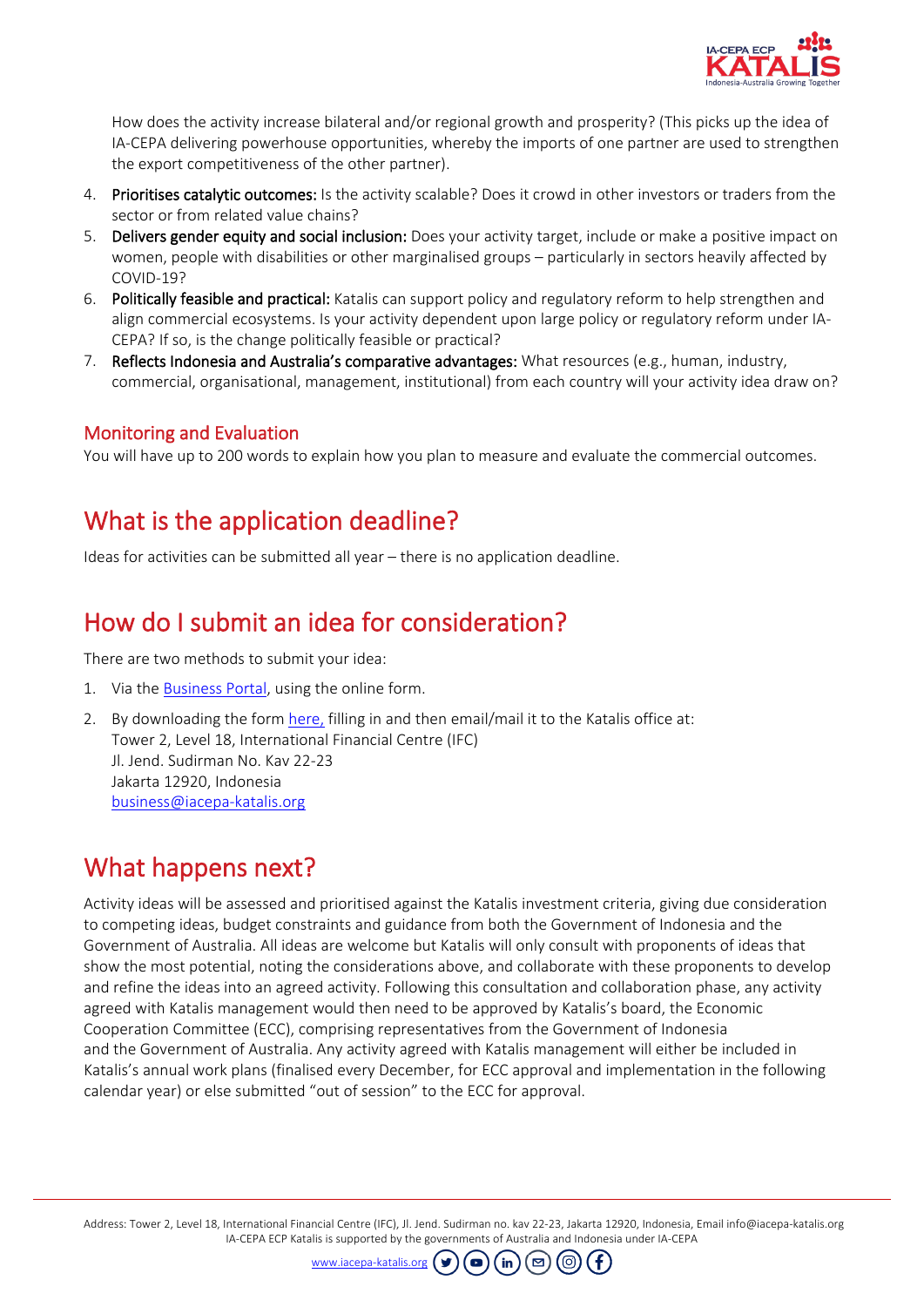How does the activity increase bilateral and/or regional growth and prosperity? (This picks up the idea of IA-CEPA delivering powerhouse opportunities, whereby the imports of one partner are used to strengthen the export competitiveness of the other partner).

4. **Prioritises catalytic outcomes:** Is the activity scalable? Does it crowd in other investors or traders from the sector or from related value chains?
5. **Delivers gender equity and social inclusion:** Does your activity target, include or make a positive impact on women, people with disabilities or other marginalised groups – particularly in sectors heavily affected by COVID-19?
6. **Politically feasible and practical:** Katalis can support policy and regulatory reform to help strengthen and align commercial ecosystems. Is your activity dependent upon large policy or regulatory reform under IA-CEPA? If so, is the change politically feasible or practical?
7. **Reflects Indonesia and Australia's comparative advantages:** What resources (e.g., human, industry, commercial, organisational, management, institutional) from each country will your activity idea draw on?

### Monitoring and Evaluation

You will have up to 200 words to explain how you plan to measure and evaluate the commercial outcomes.

## What is the application deadline?

Ideas for activities can be submitted all year – there is no application deadline.

## How do I submit an idea for consideration?

There are two methods to submit your idea:

1. Via the Business Portal, using the online form.
2. By downloading the form here, filling in and then email/mail it to the Katalis office at:
   Tower 2, Level 18, International Financial Centre (IFC)
   Jl. Jend. Sudirman No. Kav 22-23
   Jakarta 12920, Indonesia
   business@iacepa-katalis.org

## What happens next?

Activity ideas will be assessed and prioritised against the Katalis investment criteria, giving due consideration to competing ideas, budget constraints and guidance from both the Government of Indonesia and the Government of Australia. All ideas are welcome but Katalis will only consult with proponents of ideas that show the most potential, noting the considerations above, and collaborate with these proponents to develop and refine the ideas into an agreed activity. Following this consultation and collaboration phase, any activity agreed with Katalis management would then need to be approved by Katalis's board, the Economic Cooperation Committee (ECC), comprising representatives from the Government of Indonesia and the Government of Australia. Any activity agreed with Katalis management will either be included in Katalis's annual work plans (finalised every December, for ECC approval and implementation in the following calendar year) or else submitted "out of session" to the ECC for approval.